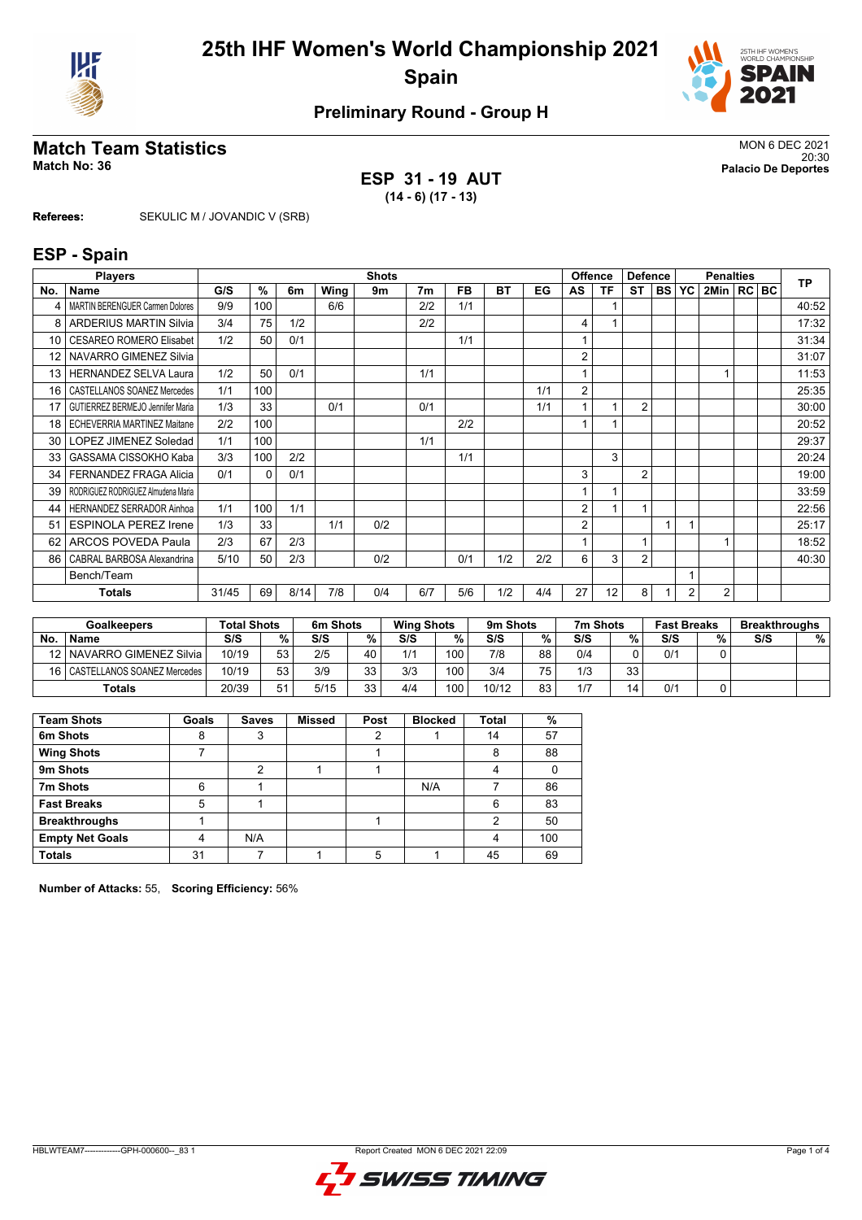# 25th IHF Women's World Championship 2021

## Spain

### Preliminary Round - Group H

## Match Team Statistics

**Match No: 36**

MON 6 DEC 2021
20:30
**Palacio De Deportes**

**ESP 31 - 19 AUT**
**(14 - 6) (17 - 13)**

**Referees:** SEKULIC M / JOVANDIC V (SRB)

## ESP - Spain

| Players | | Shots | | | | | | | | | Offence | | Defence | | | Penalties | | | | TP |
|---|---|---|---|---|---|---|---|---|---|---|---|---|---|---|---|---|---|---|---|---|
| No. | Name | G/S | % | 6m | Wing | 9m | 7m | FB | BT | EG | AS | TF | ST | BS | YC | 2Min | RC | BC | | |
| 4 | MARTIN BERENGUER Carmen Dolores | 9/9 | 100 | | 6/6 | | 2/2 | 1/1 | | | | 1 | | | | | | | | 40:52 |
| 8 | ARDERIUS MARTIN Silvia | 3/4 | 75 | 1/2 | | | 2/2 | | | | 4 | 1 | | | | | | | | 17:32 |
| 10 | CESAREO ROMERO Elisabet | 1/2 | 50 | 0/1 | | | | 1/1 | | | 1 | | | | | | | | | 31:34 |
| 12 | NAVARRO GIMENEZ Silvia | | | | | | | | | | 2 | | | | | | | | | 31:07 |
| 13 | HERNANDEZ SELVA Laura | 1/2 | 50 | 0/1 | | | 1/1 | | | | 1 | | | | | 1 | | | | 11:53 |
| 16 | CASTELLANOS SOANEZ Mercedes | 1/1 | 100 | | | | | | | 1/1 | 2 | | | | | | | | | 25:35 |
| 17 | GUTIERREZ BERMEJO Jennifer Maria | 1/3 | 33 | | 0/1 | | 0/1 | | | 1/1 | 1 | 1 | 2 | | | | | | | 30:00 |
| 18 | ECHEVERRIA MARTINEZ Maitane | 2/2 | 100 | | | | | 2/2 | | | 1 | 1 | | | | | | | | 20:52 |
| 30 | LOPEZ JIMENEZ Soledad | 1/1 | 100 | | | | 1/1 | | | | | | | | | | | | | 29:37 |
| 33 | GASSAMA CISSOKHO Kaba | 3/3 | 100 | 2/2 | | | | 1/1 | | | | 3 | | | | | | | | 20:24 |
| 34 | FERNANDEZ FRAGA Alicia | 0/1 | 0 | 0/1 | | | | | | | 3 | | 2 | | | | | | | 19:00 |
| 39 | RODRIGUEZ RODRIGUEZ Almudena Maria | | | | | | | | | | 1 | 1 | | | | | | | | 33:59 |
| 44 | HERNANDEZ SERRADOR Ainhoa | 1/1 | 100 | 1/1 | | | | | | | 2 | 1 | 1 | | | | | | | 22:56 |
| 51 | ESPINOLA PEREZ Irene | 1/3 | 33 | | 1/1 | 0/2 | | | | | 2 | | | 1 | 1 | | | | | 25:17 |
| 62 | ARCOS POVEDA Paula | 2/3 | 67 | 2/3 | | | | | | | 1 | | 1 | | | 1 | | | | 18:52 |
| 86 | CABRAL BARBOSA Alexandrina | 5/10 | 50 | 2/3 | | 0/2 | | 0/1 | 1/2 | 2/2 | 6 | 3 | 2 | | | | | | | 40:30 |
| | Bench/Team | | | | | | | | | | | | | | 1 | | | | | |
| | **Totals** | 31/45 | 69 | 8/14 | 7/8 | 0/4 | 6/7 | 5/6 | 1/2 | 4/4 | 27 | 12 | 8 | 1 | 2 | 2 | | | | |

| Goalkeepers | | Total Shots | | 6m Shots | | Wing Shots | | 9m Shots | | 7m Shots | | Fast Breaks | | Breakthroughs | |
|---|---|---|---|---|---|---|---|---|---|---|---|---|---|---|---|
| No. | Name | S/S | % | S/S | % | S/S | % | S/S | % | S/S | % | S/S | % | S/S | % |
| 12 | NAVARRO GIMENEZ Silvia | 10/19 | 53 | 2/5 | 40 | 1/1 | 100 | 7/8 | 88 | 0/4 | 0 | 0/1 | 0 | | |
| 16 | CASTELLANOS SOANEZ Mercedes | 10/19 | 53 | 3/9 | 33 | 3/3 | 100 | 3/4 | 75 | 1/3 | 33 | | | | |
| | **Totals** | 20/39 | 51 | 5/15 | 33 | 4/4 | 100 | 10/12 | 83 | 1/7 | 14 | 0/1 | 0 | | |

| Team Shots | Goals | Saves | Missed | Post | Blocked | Total | % |
|---|---|---|---|---|---|---|---|
| **6m Shots** | 8 | 3 | | 2 | 1 | 14 | 57 |
| **Wing Shots** | 7 | | | 1 | | 8 | 88 |
| **9m Shots** | | 2 | 1 | 1 | | 4 | 0 |
| **7m Shots** | 6 | 1 | | | N/A | 7 | 86 |
| **Fast Breaks** | 5 | 1 | | | | 6 | 83 |
| **Breakthroughs** | 1 | | | 1 | | 2 | 50 |
| **Empty Net Goals** | 4 | N/A | | | | 4 | 100 |
| **Totals** | 31 | 7 | 1 | 5 | 1 | 45 | 69 |

**Number of Attacks:** 55, **Scoring Efficiency:** 56%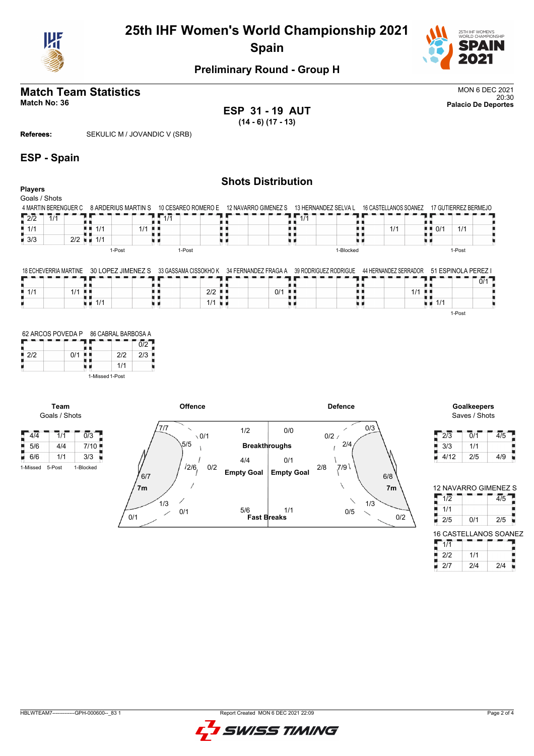# 25th IHF Women's World Championship 2021
## Spain
### Preliminary Round - Group H

## Match Team Statistics

**Match No: 36**

MON 6 DEC 2021
20:30
**Palacio De Deportes**

**ESP 31 - 19 AUT**
**(14 - 6) (17 - 13)**

**Referees:** SEKULIC M / JOVANDIC V (SRB)

## ESP - Spain

### Shots Distribution

**Players**
Goals / Shots

**4 MARTIN BERENGUER C**

| | | |
|---|---|---|
| 2/2 | 1/1 | |
| 1/1 | | |
| 3/3 | | 2/2 |

**8 ARDERIUS MARTIN S**

| | | |
|---|---|---|
| | | |
| 1/1 | | 1/1 |
| 1/1 | | |

1-Post

**10 CESAREO ROMERO E**

| | | |
|---|---|---|
| 1/1 | | |
| | | |
| | | |

1-Post

**12 NAVARRO GIMENEZ S**

| | | |
|---|---|---|
| | | |
| | | |
| | | |

**13 HERNANDEZ SELVA L**

| | | |
|---|---|---|
| 1/1 | | |
| | | |
| | | |

1-Blocked

**16 CASTELLANOS SOANEZ**

| | | |
|---|---|---|
| | | |
| | 1/1 | |
| | | |

**17 GUTIERREZ BERMEJO**

| | | |
|---|---|---|
| | | |
| 0/1 | 1/1 | |
| | | |

1-Post

**18 ECHEVERRIA MARTINE**

| | | |
|---|---|---|
| | | |
| 1/1 | | 1/1 |
| | | |

**30 LOPEZ JIMENEZ S**

| | | |
|---|---|---|
| | | |
| | | |
| 1/1 | | |

**33 GASSAMA CISSOKHO K**

| | | |
|---|---|---|
| | | |
| | | 2/2 |
| | | 1/1 |

**34 FERNANDEZ FRAGA A**

| | | |
|---|---|---|
| | | |
| | | 0/1 |
| | | |

**39 RODRIGUEZ RODRIGUE**

| | | |
|---|---|---|
| | | |
| | | |
| | | |

**44 HERNANDEZ SERRADOR**

| | | |
|---|---|---|
| | | |
| | | 1/1 |
| | | |

**51 ESPINOLA PEREZ I**

| | | |
|---|---|---|
| | | 0/1 |
| | | |
| 1/1 | | |

1-Post

**62 ARCOS POVEDA P**

| | | |
|---|---|---|
| | | |
| 2/2 | | 0/1 |
| | | |

**86 CABRAL BARBOSA A**

| | | |
|---|---|---|
| | | 0/2 |
| | 2/2 | 2/3 |
| | 1/1 | |

1-Missed 1-Post

**Team**
Goals / Shots

| | | |
|---|---|---|
| 4/4 | 1/1 | 0/3 |
| 5/6 | 4/4 | 7/10 |
| 6/6 | 1/1 | 3/3 |

1-Missed 5-Post 1-Blocked

**Offence**

| Zone | Goals / Shots |
|---|---|
| Left wing | 7/7 |
| Left 6m | 5/5 |
| Centre 6m | 0/1 |
| Left 9m | 2/6 |
| Centre 9m | 0/2 |
| 7m | 6/7 |
| Right 9m | 1/3 |
| Right 6m | 0/1 |
| Right wing | 0/1 |

**Defence**

| Zone | Goals / Shots |
|---|---|
| Right wing | 0/3 |
| Centre 6m | 0/2 |
| Right 6m | 2/4 |
| Centre 9m | 2/8 |
| Right 9m | 7/9 |
| 7m | 6/8 |
| Left 9m | 1/3 |
| Left 6m | 0/5 |
| Left wing | 0/2 |

| | Offence | Defence |
|---|---|---|
| Breakthroughs | 1/2 | 0/0 |
| Empty Goal | 4/4 | 0/1 |
| Fast Breaks | 5/6 | 1/1 |

**Goalkeepers**
Saves / Shots

| | | |
|---|---|---|
| 2/3 | 0/1 | 4/5 |
| 3/3 | 1/1 | |
| 4/12 | 2/5 | 4/9 |

**12 NAVARRO GIMENEZ S**

| | | |
|---|---|---|
| 1/2 | | 4/5 |
| 1/1 | | |
| 2/5 | 0/1 | 2/5 |

**16 CASTELLANOS SOANEZ**

| | | |
|---|---|---|
| 1/1 | | |
| 2/2 | 1/1 | |
| 2/7 | 2/4 | 2/4 |

HBLWTEAM7--------------GPH-000600--_83 1 Report Created MON 6 DEC 2021 22:09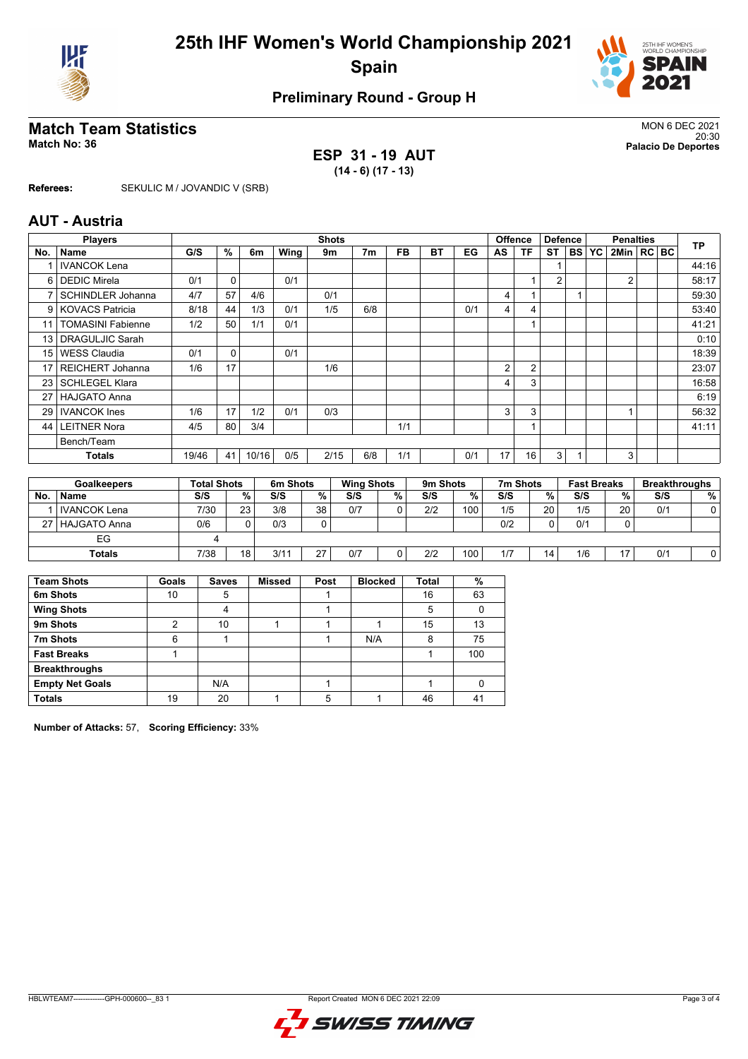# 25th IHF Women's World Championship 2021

## Spain

### Preliminary Round - Group H

## Match Team Statistics

**Match No: 36**

MON 6 DEC 2021
20:30
**Palacio De Deportes**

**ESP 31 - 19 AUT**
**(14 - 6) (17 - 13)**

**Referees:** SEKULIC M / JOVANDIC V (SRB)

## AUT - Austria

| Players | | Shots | | | | | | | | | Offence | | Defence | | | Penalties | | | TP |
|---|---|---|---|---|---|---|---|---|---|---|---|---|---|---|---|---|---|---|---|
| No. | Name | G/S | % | 6m | Wing | 9m | 7m | FB | BT | EG | AS | TF | ST | BS | YC | 2Min | RC | BC | |
| 1 | IVANCOK Lena | | | | | | | | | | | | 1 | | | | | | 44:16 |
| 6 | DEDIC Mirela | 0/1 | 0 | | 0/1 | | | | | | | 1 | 2 | | | 2 | | | 58:17 |
| 7 | SCHINDLER Johanna | 4/7 | 57 | 4/6 | | 0/1 | | | | | 4 | 1 | | 1 | | | | | 59:30 |
| 9 | KOVACS Patricia | 8/18 | 44 | 1/3 | 0/1 | 1/5 | 6/8 | | | 0/1 | 4 | 4 | | | | | | | 53:40 |
| 11 | TOMASINI Fabienne | 1/2 | 50 | 1/1 | 0/1 | | | | | | | 1 | | | | | | | 41:21 |
| 13 | DRAGULJIC Sarah | | | | | | | | | | | | | | | | | | 0:10 |
| 15 | WESS Claudia | 0/1 | 0 | | 0/1 | | | | | | | | | | | | | | 18:39 |
| 17 | REICHERT Johanna | 1/6 | 17 | | | 1/6 | | | | | 2 | 2 | | | | | | | 23:07 |
| 23 | SCHLEGEL Klara | | | | | | | | | | 4 | 3 | | | | | | | 16:58 |
| 27 | HAJGATO Anna | | | | | | | | | | | | | | | | | | 6:19 |
| 29 | IVANCOK Ines | 1/6 | 17 | 1/2 | 0/1 | 0/3 | | | | | 3 | 3 | | | | 1 | | | 56:32 |
| 44 | LEITNER Nora | 4/5 | 80 | 3/4 | | | | 1/1 | | | | 1 | | | | | | | 41:11 |
| | Bench/Team | | | | | | | | | | | | | | | | | | |
| | **Totals** | 19/46 | 41 | 10/16 | 0/5 | 2/15 | 6/8 | 1/1 | | 0/1 | 17 | 16 | 3 | 1 | | 3 | | | |

| Goalkeepers | | Total Shots | | 6m Shots | | Wing Shots | | 9m Shots | | 7m Shots | | Fast Breaks | | Breakthroughs | |
|---|---|---|---|---|---|---|---|---|---|---|---|---|---|---|---|
| No. | Name | S/S | % | S/S | % | S/S | % | S/S | % | S/S | % | S/S | % | S/S | % |
| 1 | IVANCOK Lena | 7/30 | 23 | 3/8 | 38 | 0/7 | 0 | 2/2 | 100 | 1/5 | 20 | 1/5 | 20 | 0/1 | 0 |
| 27 | HAJGATO Anna | 0/6 | 0 | 0/3 | 0 | | | | | 0/2 | 0 | 0/1 | 0 | | |
| | EG | 4 | | | | | | | | | | | | | |
| | **Totals** | 7/38 | 18 | 3/11 | 27 | 0/7 | 0 | 2/2 | 100 | 1/7 | 14 | 1/6 | 17 | 0/1 | 0 |

| Team Shots | Goals | Saves | Missed | Post | Blocked | Total | % |
|---|---|---|---|---|---|---|---|
| 6m Shots | 10 | 5 | | 1 | | 16 | 63 |
| Wing Shots | | 4 | | 1 | | 5 | 0 |
| 9m Shots | 2 | 10 | 1 | 1 | 1 | 15 | 13 |
| 7m Shots | 6 | 1 | | 1 | N/A | 8 | 75 |
| Fast Breaks | 1 | | | | | 1 | 100 |
| Breakthroughs | | | | | | | |
| Empty Net Goals | | N/A | | 1 | | 1 | 0 |
| Totals | 19 | 20 | 1 | 5 | 1 | 46 | 41 |

**Number of Attacks:** 57, **Scoring Efficiency:** 33%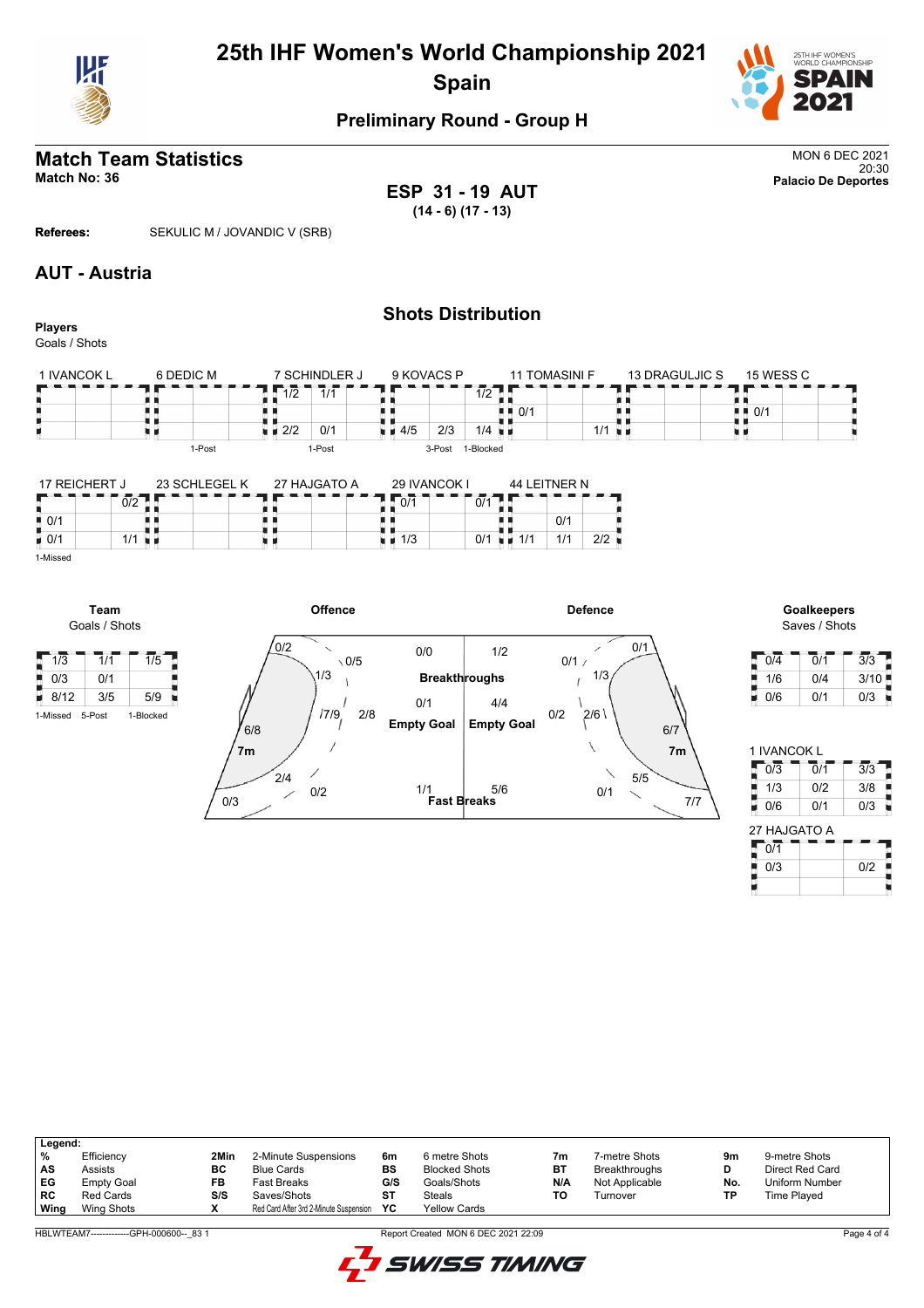# 25th IHF Women's World Championship 2021
## Spain

### Preliminary Round - Group H

## Match Team Statistics

**Match No: 36**

MON 6 DEC 2021
20:30
**Palacio De Deportes**

**ESP 31 - 19 AUT**
**(14 - 6) (17 - 13)**

**Referees:** SEKULIC M / JOVANDIC V (SRB)

## AUT - Austria

### Shots Distribution

**Players**
Goals / Shots

1 IVANCOK L

6 DEDIC M
1-Post

7 SCHINDLER J
1/2 1/1
2/2 0/1
1-Post

9 KOVACS P
1/2
4/5 2/3 1/4
3-Post 1-Blocked

11 TOMASINI F
0/1
1/1

13 DRAGULJIC S

15 WESS C
0/1

17 REICHERT J
0/2
0/1
0/1 1/1
1-Missed

23 SCHLEGEL K

27 HAJGATO A

29 IVANCOK I
0/1 0/1
1/3 0/1

44 LEITNER N
0/1
1/1 1/1 2/2

**Team**
Goals / Shots

| | | |
|---|---|---|
| 1/3 | 1/1 | 1/5 |
| 0/3 | 0/1 | |
| 8/12 | 3/5 | 5/9 |

1-Missed 5-Post 1-Blocked

**Offence**

0/2
0/5
1/3
7/9
2/8
6/8
7m
2/4
0/2
0/3
0/0 1/2
Breakthroughs
0/1 4/4
Empty Goal Empty Goal
1/1 5/6
Fast Breaks

**Defence**

0/1
0/1
1/3
0/2
2/6
6/7
7m
5/5
0/1
7/7

**Goalkeepers**
Saves / Shots

| | | |
|---|---|---|
| 0/4 | 0/1 | 3/3 |
| 1/6 | 0/4 | 3/10 |
| 0/6 | 0/1 | 0/3 |

1 IVANCOK L

| | | |
|---|---|---|
| 0/3 | 0/1 | 3/3 |
| 1/3 | 0/2 | 3/8 |
| 0/6 | 0/1 | 0/3 |

27 HAJGATO A

| | | |
|---|---|---|
| 0/1 | | |
| 0/3 | | 0/2 |
| | | |

| Legend: | | | | | | | | | |
|---|---|---|---|---|---|---|---|---|---|
| % | Efficiency | 2Min | 2-Minute Suspensions | 6m | 6 metre Shots | 7m | 7-metre Shots | 9m | 9-metre Shots |
| AS | Assists | BC | Blue Cards | BS | Blocked Shots | BT | Breakthroughs | D | Direct Red Card |
| EG | Empty Goal | FB | Fast Breaks | G/S | Goals/Shots | N/A | Not Applicable | No. | Uniform Number |
| RC | Red Cards | S/S | Saves/Shots | ST | Steals | TO | Turnover | TP | Time Played |
| Wing | Wing Shots | X | Red Card After 3rd 2-Minute Suspension | YC | Yellow Cards | | | | |

HBLWTEAM7-------------GPH-000600--_83 1 Report Created MON 6 DEC 2021 22:09